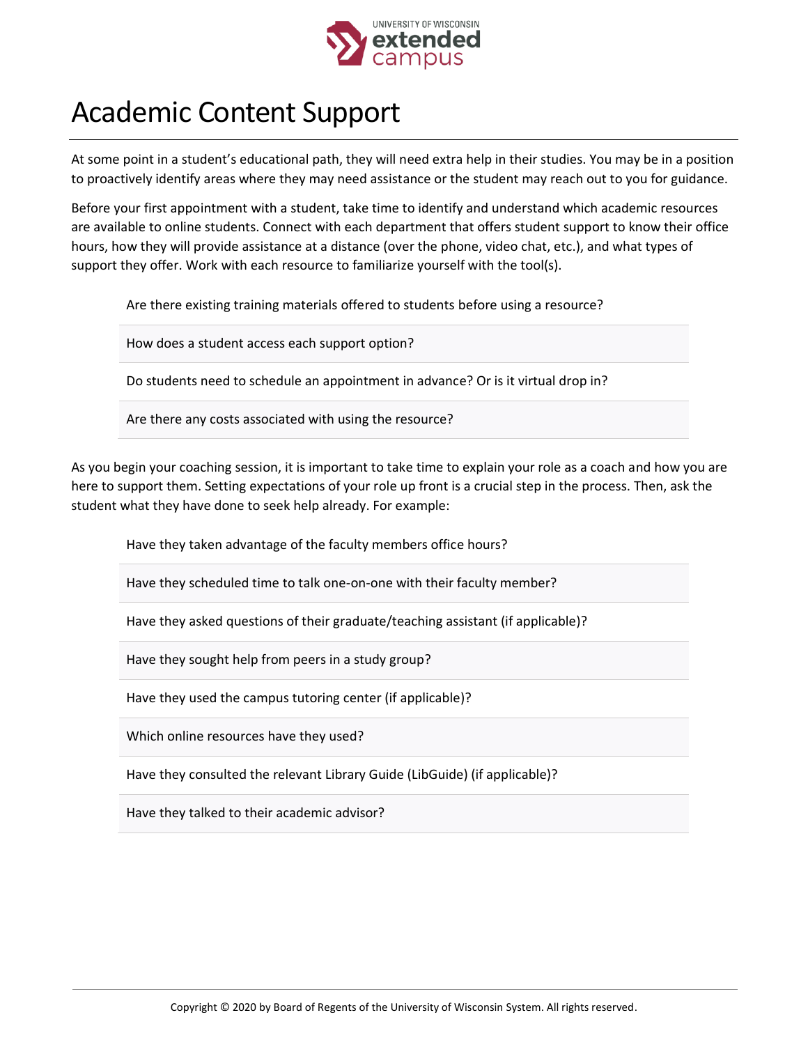# Academic Content Support

At some point in a student's educational path, they will need extra help in their studies. You may be in a position to proactively identify areas where they may need assistance or the student may reach out to you for guidance.

Before your first appointment with a student, take time to identify and understand which academic resources are available to online students. Connect with each department that offers student support to know their office hours, how they will provide assistance at a distance (over the phone, video chat, etc.), and what types of support they offer. Work with each resource to familiarize yourself with the tool(s).

- Are there existing training materials offered to students before using a resource?
- How does a student access each support option?
- Do students need to schedule an appointment in advance? Or is it virtual drop in?
- Are there any costs associated with using the resource?

As you begin your coaching session, it is important to take time to explain your role as a coach and how you are here to support them. Setting expectations of your role up front is a crucial step in the process. Then, ask the student what they have done to seek help already. For example:

- Have they taken advantage of the faculty members office hours?
- Have they scheduled time to talk one-on-one with their faculty member?
- Have they asked questions of their graduate/teaching assistant (if applicable)?
- Have they sought help from peers in a study group?
- Have they used the campus tutoring center (if applicable)?
- Which online resources have they used?
- Have they consulted the relevant Library Guide (LibGuide) (if applicable)?
- Have they talked to their academic advisor?

Copyright © 2020 by Board of Regents of the University of Wisconsin System. All rights reserved.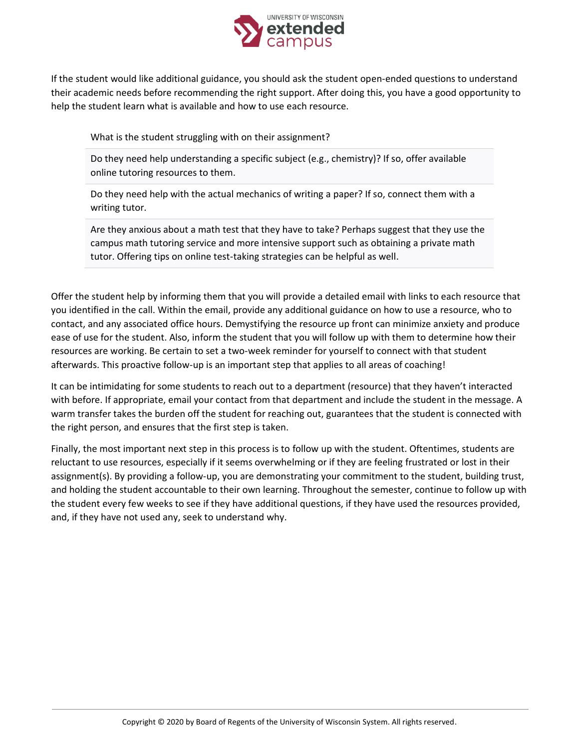If the student would like additional guidance, you should ask the student open-ended questions to understand their academic needs before recommending the right support. After doing this, you have a good opportunity to help the student learn what is available and how to use each resource.

| |
|---|
| What is the student struggling with on their assignment? |
| Do they need help understanding a specific subject (e.g., chemistry)? If so, offer available online tutoring resources to them. |
| Do they need help with the actual mechanics of writing a paper? If so, connect them with a writing tutor. |
| Are they anxious about a math test that they have to take? Perhaps suggest that they use the campus math tutoring service and more intensive support such as obtaining a private math tutor. Offering tips on online test-taking strategies can be helpful as well. |

Offer the student help by informing them that you will provide a detailed email with links to each resource that you identified in the call. Within the email, provide any additional guidance on how to use a resource, who to contact, and any associated office hours. Demystifying the resource up front can minimize anxiety and produce ease of use for the student. Also, inform the student that you will follow up with them to determine how their resources are working. Be certain to set a two-week reminder for yourself to connect with that student afterwards. This proactive follow-up is an important step that applies to all areas of coaching!

It can be intimidating for some students to reach out to a department (resource) that they haven't interacted with before. If appropriate, email your contact from that department and include the student in the message. A warm transfer takes the burden off the student for reaching out, guarantees that the student is connected with the right person, and ensures that the first step is taken.

Finally, the most important next step in this process is to follow up with the student. Oftentimes, students are reluctant to use resources, especially if it seems overwhelming or if they are feeling frustrated or lost in their assignment(s). By providing a follow-up, you are demonstrating your commitment to the student, building trust, and holding the student accountable to their own learning. Throughout the semester, continue to follow up with the student every few weeks to see if they have additional questions, if they have used the resources provided, and, if they have not used any, seek to understand why.